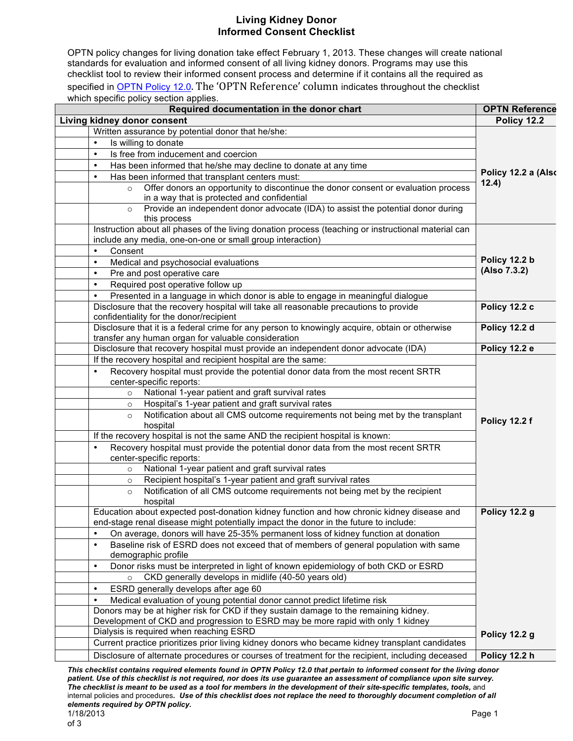# Living Kidney Donor
# Informed Consent Checklist

OPTN policy changes for living donation take effect February 1, 2013. These changes will create national standards for evaluation and informed consent of all living kidney donors. Programs may use this checklist tool to review their informed consent process and determine if it contains all the required as specified in [OPTN Policy 12.0](). The 'OPTN Reference' column indicates throughout the checklist which specific policy section applies.

| | Required documentation in the donor chart | OPTN Reference |
|---|---|---|
| **Living kidney donor consent** | | **Policy 12.2** |
| | Written assurance by potential donor that he/she: | **Policy 12.2 a (Also 12.4)** |
| | • Is willing to donate | |
| | • Is free from inducement and coercion | |
| | • Has been informed that he/she may decline to donate at any time | |
| | • Has been informed that transplant centers must: | |
| | ○ Offer donors an opportunity to discontinue the donor consent or evaluation process in a way that is protected and confidential | |
| | ○ Provide an independent donor advocate (IDA) to assist the potential donor during this process | |
| | Instruction about all phases of the living donation process (teaching or instructional material can include any media, one-on-one or small group interaction) | **Policy 12.2 b (Also 7.3.2)** |
| | • Consent | |
| | • Medical and psychosocial evaluations | |
| | • Pre and post operative care | |
| | • Required post operative follow up | |
| | • Presented in a language in which donor is able to engage in meaningful dialogue | |
| | Disclosure that the recovery hospital will take all reasonable precautions to provide confidentiality for the donor/recipient | **Policy 12.2 c** |
| | Disclosure that it is a federal crime for any person to knowingly acquire, obtain or otherwise transfer any human organ for valuable consideration | **Policy 12.2 d** |
| | Disclosure that recovery hospital must provide an independent donor advocate (IDA) | **Policy 12.2 e** |
| | If the recovery hospital and recipient hospital are the same: | **Policy 12.2 f** |
| | • Recovery hospital must provide the potential donor data from the most recent SRTR center-specific reports: | |
| | ○ National 1-year patient and graft survival rates | |
| | ○ Hospital's 1-year patient and graft survival rates | |
| | ○ Notification about all CMS outcome requirements not being met by the transplant hospital | |
| | If the recovery hospital is not the same AND the recipient hospital is known: | |
| | • Recovery hospital must provide the potential donor data from the most recent SRTR center-specific reports: | |
| | ○ National 1-year patient and graft survival rates | |
| | ○ Recipient hospital's 1-year patient and graft survival rates | |
| | ○ Notification of all CMS outcome requirements not being met by the recipient hospital | |
| | Education about expected post-donation kidney function and how chronic kidney disease and end-stage renal disease might potentially impact the donor in the future to include: | **Policy 12.2 g** |
| | • On average, donors will have 25-35% permanent loss of kidney function at donation | |
| | • Baseline risk of ESRD does not exceed that of members of general population with same demographic profile | |
| | • Donor risks must be interpreted in light of known epidemiology of both CKD or ESRD | |
| | ○ CKD generally develops in midlife (40-50 years old) | |
| | • ESRD generally develops after age 60 | |
| | • Medical evaluation of young potential donor cannot predict lifetime risk | |
| | Donors may be at higher risk for CKD if they sustain damage to the remaining kidney. Development of CKD and progression to ESRD may be more rapid with only 1 kidney | |
| | Dialysis is required when reaching ESRD | **Policy 12.2 g** |
| | Current practice prioritizes prior living kidney donors who became kidney transplant candidates | |
| | Disclosure of alternate procedures or courses of treatment for the recipient, including deceased | **Policy 12.2 h** |

***This checklist contains required elements found in OPTN Policy 12.0 that pertain to informed consent for the living donor patient. Use of this checklist is not required, nor does its use guarantee an assessment of compliance upon site survey. The checklist is meant to be used as a tool for members in the development of their site-specific templates, tools,*** and internal policies and procedures. ***Use of this checklist does not replace the need to thoroughly document completion of all elements required by OPTN policy.***

1/18/2013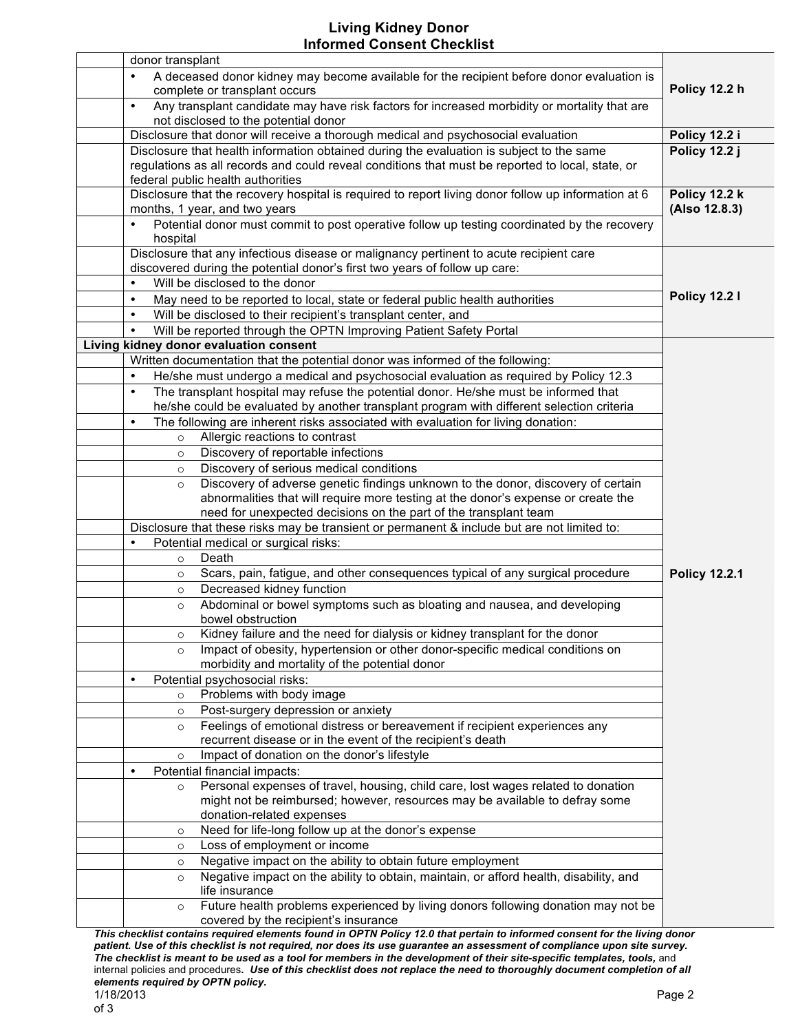| | | |
|---|---|---|
| | donor transplant | Policy 12.2 h |
| | • A deceased donor kidney may become available for the recipient before donor evaluation is complete or transplant occurs | |
| | • Any transplant candidate may have risk factors for increased morbidity or mortality that are not disclosed to the potential donor | |
| | Disclosure that donor will receive a thorough medical and psychosocial evaluation | **Policy 12.2 i** |
| | Disclosure that health information obtained during the evaluation is subject to the same regulations as all records and could reveal conditions that must be reported to local, state, or federal public health authorities | **Policy 12.2 j** |
| | Disclosure that the recovery hospital is required to report living donor follow up information at 6 months, 1 year, and two years | **Policy 12.2 k (Also 12.8.3)** |
| | • Potential donor must commit to post operative follow up testing coordinated by the recovery hospital | |
| | Disclosure that any infectious disease or malignancy pertinent to acute recipient care discovered during the potential donor's first two years of follow up care: | **Policy 12.2 l** |
| | • Will be disclosed to the donor | |
| | • May need to be reported to local, state or federal public health authorities | |
| | • Will be disclosed to their recipient's transplant center, and | |
| | • Will be reported through the OPTN Improving Patient Safety Portal | |
| **Living kidney donor evaluation consent** | | **Policy 12.2.1** |
| | Written documentation that the potential donor was informed of the following: | |
| | • He/she must undergo a medical and psychosocial evaluation as required by Policy 12.3 | |
| | • The transplant hospital may refuse the potential donor. He/she must be informed that he/she could be evaluated by another transplant program with different selection criteria | |
| | • The following are inherent risks associated with evaluation for living donation: | |
| | ○ Allergic reactions to contrast | |
| | ○ Discovery of reportable infections | |
| | ○ Discovery of serious medical conditions | |
| | ○ Discovery of adverse genetic findings unknown to the donor, discovery of certain abnormalities that will require more testing at the donor's expense or create the need for unexpected decisions on the part of the transplant team | |
| | Disclosure that these risks may be transient or permanent & include but are not limited to: | |
| | • Potential medical or surgical risks: | |
| | ○ Death | |
| | ○ Scars, pain, fatigue, and other consequences typical of any surgical procedure | |
| | ○ Decreased kidney function | |
| | ○ Abdominal or bowel symptoms such as bloating and nausea, and developing bowel obstruction | |
| | ○ Kidney failure and the need for dialysis or kidney transplant for the donor | |
| | ○ Impact of obesity, hypertension or other donor-specific medical conditions on morbidity and mortality of the potential donor | |
| | • Potential psychosocial risks: | |
| | ○ Problems with body image | |
| | ○ Post-surgery depression or anxiety | |
| | ○ Feelings of emotional distress or bereavement if recipient experiences any recurrent disease or in the event of the recipient's death | |
| | ○ Impact of donation on the donor's lifestyle | |
| | • Potential financial impacts: | |
| | ○ Personal expenses of travel, housing, child care, lost wages related to donation might not be reimbursed; however, resources may be available to defray some donation-related expenses | |
| | ○ Need for life-long follow up at the donor's expense | |
| | ○ Loss of employment or income | |
| | ○ Negative impact on the ability to obtain future employment | |
| | ○ Negative impact on the ability to obtain, maintain, or afford health, disability, and life insurance | |
| | ○ Future health problems experienced by living donors following donation may not be covered by the recipient's insurance | |

***This checklist contains required elements found in OPTN Policy 12.0 that pertain to informed consent for the living donor patient. Use of this checklist is not required, nor does its use guarantee an assessment of compliance upon site survey. The checklist is meant to be used as a tool for members in the development of their site-specific templates, tools,*** and internal policies and procedures***. Use of this checklist does not replace the need to thoroughly document completion of all elements required by OPTN policy.***

1/18/2013